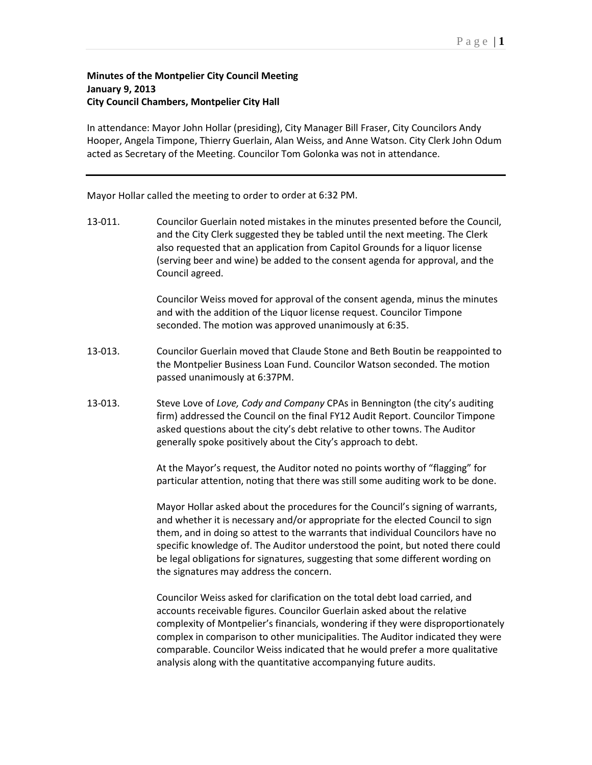**Minutes of the Montpelier City Council Meeting**
**January 9, 2013**
**City Council Chambers, Montpelier City Hall**

In attendance: Mayor John Hollar (presiding), City Manager Bill Fraser, City Councilors Andy Hooper, Angela Timpone, Thierry Guerlain, Alan Weiss, and Anne Watson. City Clerk John Odum acted as Secretary of the Meeting. Councilor Tom Golonka was not in attendance.

---

Mayor Hollar called the meeting to order to order at 6:32 PM.

13-011. Councilor Guerlain noted mistakes in the minutes presented before the Council, and the City Clerk suggested they be tabled until the next meeting. The Clerk also requested that an application from Capitol Grounds for a liquor license (serving beer and wine) be added to the consent agenda for approval, and the Council agreed.

Councilor Weiss moved for approval of the consent agenda, minus the minutes and with the addition of the Liquor license request. Councilor Timpone seconded. The motion was approved unanimously at 6:35.

13-013. Councilor Guerlain moved that Claude Stone and Beth Boutin be reappointed to the Montpelier Business Loan Fund. Councilor Watson seconded. The motion passed unanimously at 6:37PM.

13-013. Steve Love of *Love, Cody and Company* CPAs in Bennington (the city's auditing firm) addressed the Council on the final FY12 Audit Report. Councilor Timpone asked questions about the city's debt relative to other towns. The Auditor generally spoke positively about the City's approach to debt.

At the Mayor's request, the Auditor noted no points worthy of "flagging" for particular attention, noting that there was still some auditing work to be done.

Mayor Hollar asked about the procedures for the Council's signing of warrants, and whether it is necessary and/or appropriate for the elected Council to sign them, and in doing so attest to the warrants that individual Councilors have no specific knowledge of. The Auditor understood the point, but noted there could be legal obligations for signatures, suggesting that some different wording on the signatures may address the concern.

Councilor Weiss asked for clarification on the total debt load carried, and accounts receivable figures. Councilor Guerlain asked about the relative complexity of Montpelier's financials, wondering if they were disproportionately complex in comparison to other municipalities. The Auditor indicated they were comparable. Councilor Weiss indicated that he would prefer a more qualitative analysis along with the quantitative accompanying future audits.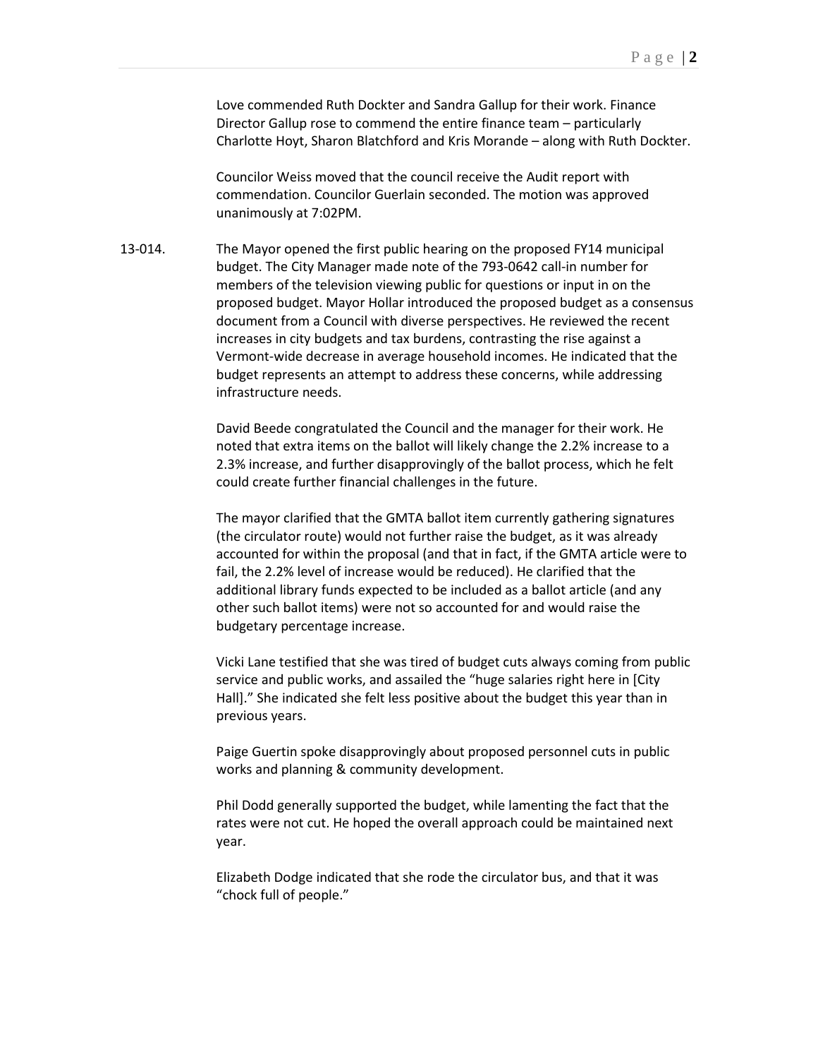Love commended Ruth Dockter and Sandra Gallup for their work. Finance Director Gallup rose to commend the entire finance team – particularly Charlotte Hoyt, Sharon Blatchford and Kris Morande – along with Ruth Dockter.

Councilor Weiss moved that the council receive the Audit report with commendation. Councilor Guerlain seconded. The motion was approved unanimously at 7:02PM.

13-014. The Mayor opened the first public hearing on the proposed FY14 municipal budget. The City Manager made note of the 793-0642 call-in number for members of the television viewing public for questions or input in on the proposed budget. Mayor Hollar introduced the proposed budget as a consensus document from a Council with diverse perspectives. He reviewed the recent increases in city budgets and tax burdens, contrasting the rise against a Vermont-wide decrease in average household incomes. He indicated that the budget represents an attempt to address these concerns, while addressing infrastructure needs.

David Beede congratulated the Council and the manager for their work. He noted that extra items on the ballot will likely change the 2.2% increase to a 2.3% increase, and further disapprovingly of the ballot process, which he felt could create further financial challenges in the future.

The mayor clarified that the GMTA ballot item currently gathering signatures (the circulator route) would not further raise the budget, as it was already accounted for within the proposal (and that in fact, if the GMTA article were to fail, the 2.2% level of increase would be reduced). He clarified that the additional library funds expected to be included as a ballot article (and any other such ballot items) were not so accounted for and would raise the budgetary percentage increase.

Vicki Lane testified that she was tired of budget cuts always coming from public service and public works, and assailed the "huge salaries right here in [City Hall]." She indicated she felt less positive about the budget this year than in previous years.

Paige Guertin spoke disapprovingly about proposed personnel cuts in public works and planning & community development.

Phil Dodd generally supported the budget, while lamenting the fact that the rates were not cut. He hoped the overall approach could be maintained next year.

Elizabeth Dodge indicated that she rode the circulator bus, and that it was "chock full of people."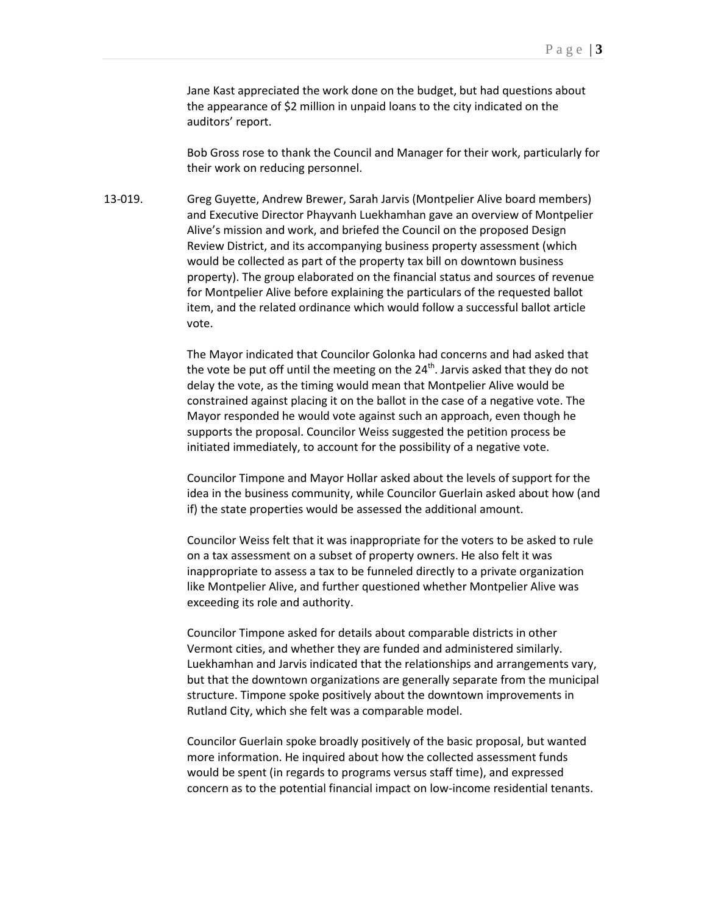Jane Kast appreciated the work done on the budget, but had questions about the appearance of $2 million in unpaid loans to the city indicated on the auditors' report.

Bob Gross rose to thank the Council and Manager for their work, particularly for their work on reducing personnel.

13-019. Greg Guyette, Andrew Brewer, Sarah Jarvis (Montpelier Alive board members) and Executive Director Phayvanh Luekhamhan gave an overview of Montpelier Alive's mission and work, and briefed the Council on the proposed Design Review District, and its accompanying business property assessment (which would be collected as part of the property tax bill on downtown business property). The group elaborated on the financial status and sources of revenue for Montpelier Alive before explaining the particulars of the requested ballot item, and the related ordinance which would follow a successful ballot article vote.

The Mayor indicated that Councilor Golonka had concerns and had asked that the vote be put off until the meeting on the 24th. Jarvis asked that they do not delay the vote, as the timing would mean that Montpelier Alive would be constrained against placing it on the ballot in the case of a negative vote. The Mayor responded he would vote against such an approach, even though he supports the proposal. Councilor Weiss suggested the petition process be initiated immediately, to account for the possibility of a negative vote.

Councilor Timpone and Mayor Hollar asked about the levels of support for the idea in the business community, while Councilor Guerlain asked about how (and if) the state properties would be assessed the additional amount.

Councilor Weiss felt that it was inappropriate for the voters to be asked to rule on a tax assessment on a subset of property owners. He also felt it was inappropriate to assess a tax to be funneled directly to a private organization like Montpelier Alive, and further questioned whether Montpelier Alive was exceeding its role and authority.

Councilor Timpone asked for details about comparable districts in other Vermont cities, and whether they are funded and administered similarly. Luekhamhan and Jarvis indicated that the relationships and arrangements vary, but that the downtown organizations are generally separate from the municipal structure. Timpone spoke positively about the downtown improvements in Rutland City, which she felt was a comparable model.

Councilor Guerlain spoke broadly positively of the basic proposal, but wanted more information. He inquired about how the collected assessment funds would be spent (in regards to programs versus staff time), and expressed concern as to the potential financial impact on low-income residential tenants.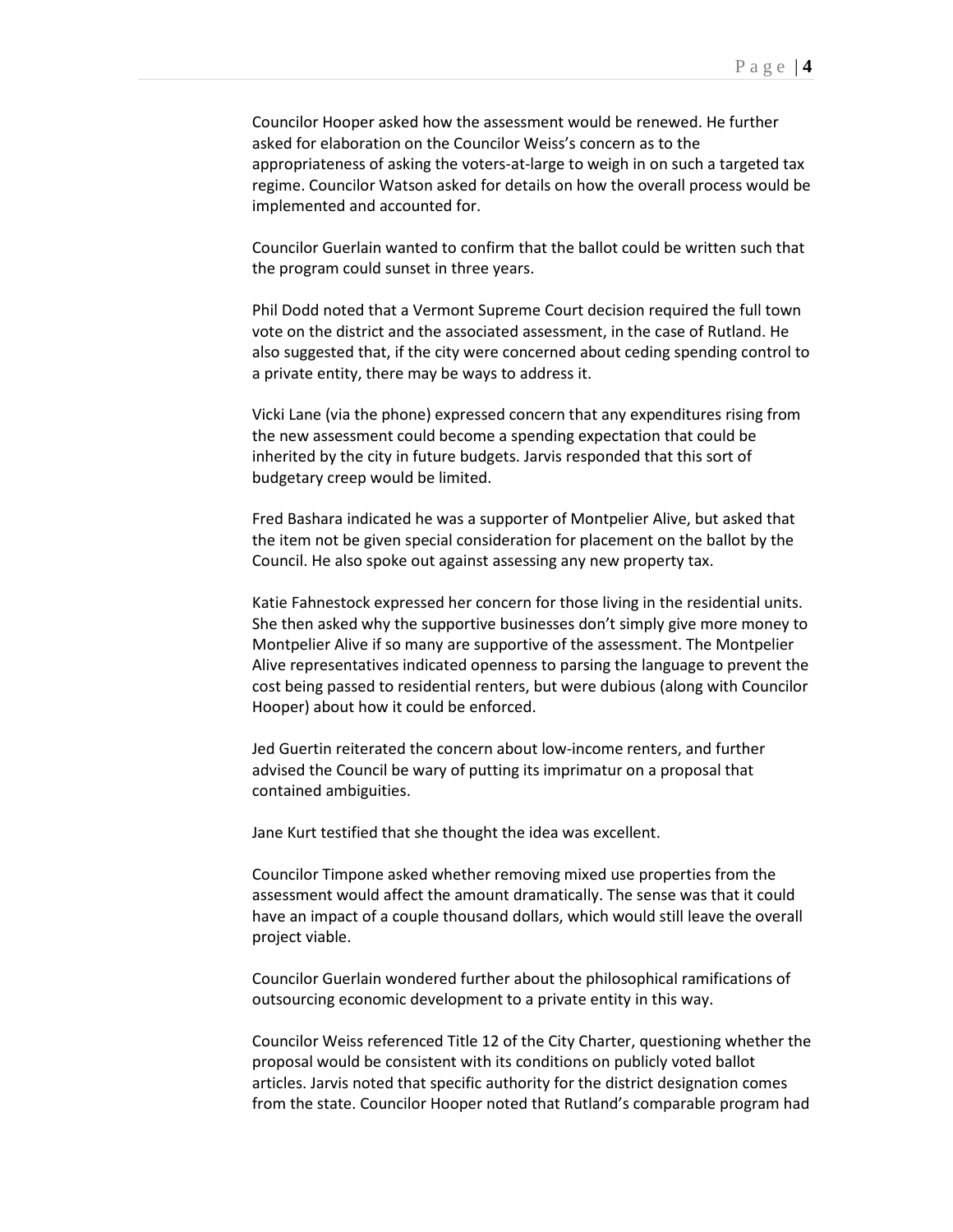Councilor Hooper asked how the assessment would be renewed. He further asked for elaboration on the Councilor Weiss's concern as to the appropriateness of asking the voters-at-large to weigh in on such a targeted tax regime. Councilor Watson asked for details on how the overall process would be implemented and accounted for.

Councilor Guerlain wanted to confirm that the ballot could be written such that the program could sunset in three years.

Phil Dodd noted that a Vermont Supreme Court decision required the full town vote on the district and the associated assessment, in the case of Rutland. He also suggested that, if the city were concerned about ceding spending control to a private entity, there may be ways to address it.

Vicki Lane (via the phone) expressed concern that any expenditures rising from the new assessment could become a spending expectation that could be inherited by the city in future budgets. Jarvis responded that this sort of budgetary creep would be limited.

Fred Bashara indicated he was a supporter of Montpelier Alive, but asked that the item not be given special consideration for placement on the ballot by the Council. He also spoke out against assessing any new property tax.

Katie Fahnestock expressed her concern for those living in the residential units. She then asked why the supportive businesses don't simply give more money to Montpelier Alive if so many are supportive of the assessment. The Montpelier Alive representatives indicated openness to parsing the language to prevent the cost being passed to residential renters, but were dubious (along with Councilor Hooper) about how it could be enforced.

Jed Guertin reiterated the concern about low-income renters, and further advised the Council be wary of putting its imprimatur on a proposal that contained ambiguities.

Jane Kurt testified that she thought the idea was excellent.

Councilor Timpone asked whether removing mixed use properties from the assessment would affect the amount dramatically. The sense was that it could have an impact of a couple thousand dollars, which would still leave the overall project viable.

Councilor Guerlain wondered further about the philosophical ramifications of outsourcing economic development to a private entity in this way.

Councilor Weiss referenced Title 12 of the City Charter, questioning whether the proposal would be consistent with its conditions on publicly voted ballot articles. Jarvis noted that specific authority for the district designation comes from the state. Councilor Hooper noted that Rutland's comparable program had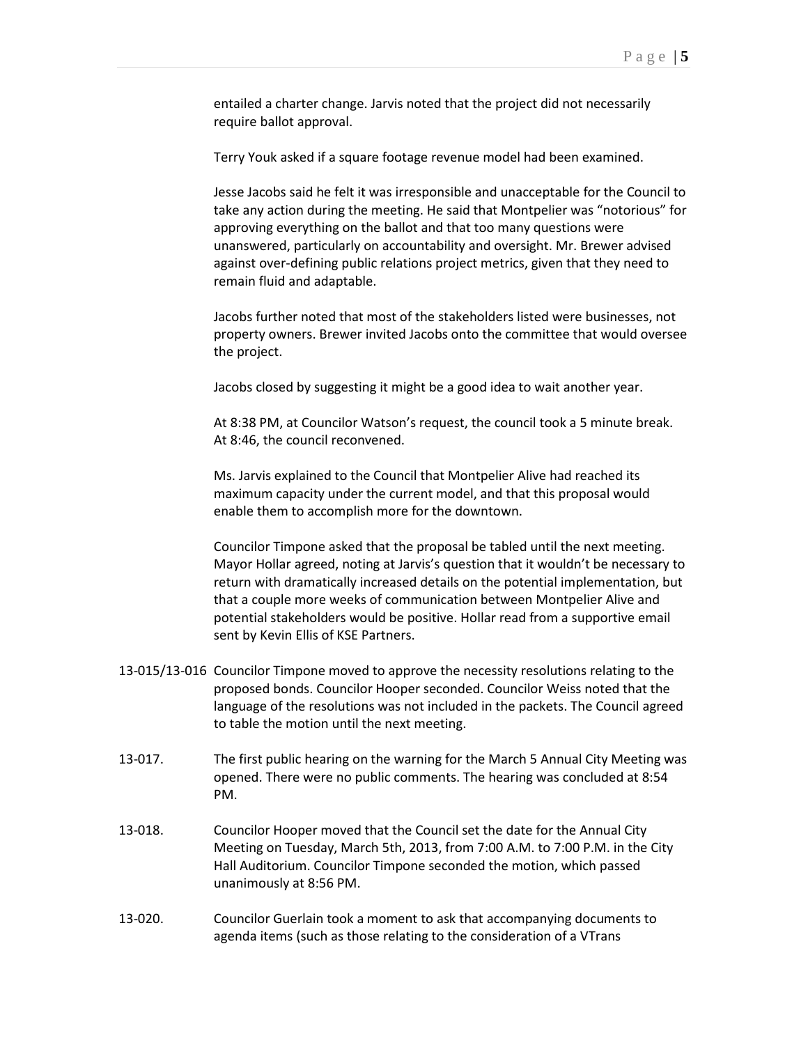entailed a charter change. Jarvis noted that the project did not necessarily require ballot approval.

Terry Youk asked if a square footage revenue model had been examined.

Jesse Jacobs said he felt it was irresponsible and unacceptable for the Council to take any action during the meeting. He said that Montpelier was "notorious" for approving everything on the ballot and that too many questions were unanswered, particularly on accountability and oversight. Mr. Brewer advised against over-defining public relations project metrics, given that they need to remain fluid and adaptable.

Jacobs further noted that most of the stakeholders listed were businesses, not property owners. Brewer invited Jacobs onto the committee that would oversee the project.

Jacobs closed by suggesting it might be a good idea to wait another year.

At 8:38 PM, at Councilor Watson's request, the council took a 5 minute break. At 8:46, the council reconvened.

Ms. Jarvis explained to the Council that Montpelier Alive had reached its maximum capacity under the current model, and that this proposal would enable them to accomplish more for the downtown.

Councilor Timpone asked that the proposal be tabled until the next meeting. Mayor Hollar agreed, noting at Jarvis's question that it wouldn't be necessary to return with dramatically increased details on the potential implementation, but that a couple more weeks of communication between Montpelier Alive and potential stakeholders would be positive. Hollar read from a supportive email sent by Kevin Ellis of KSE Partners.

13-015/13-016 Councilor Timpone moved to approve the necessity resolutions relating to the proposed bonds. Councilor Hooper seconded. Councilor Weiss noted that the language of the resolutions was not included in the packets. The Council agreed to table the motion until the next meeting.

13-017. The first public hearing on the warning for the March 5 Annual City Meeting was opened. There were no public comments. The hearing was concluded at 8:54 PM.

13-018. Councilor Hooper moved that the Council set the date for the Annual City Meeting on Tuesday, March 5th, 2013, from 7:00 A.M. to 7:00 P.M. in the City Hall Auditorium. Councilor Timpone seconded the motion, which passed unanimously at 8:56 PM.

13-020. Councilor Guerlain took a moment to ask that accompanying documents to agenda items (such as those relating to the consideration of a VTrans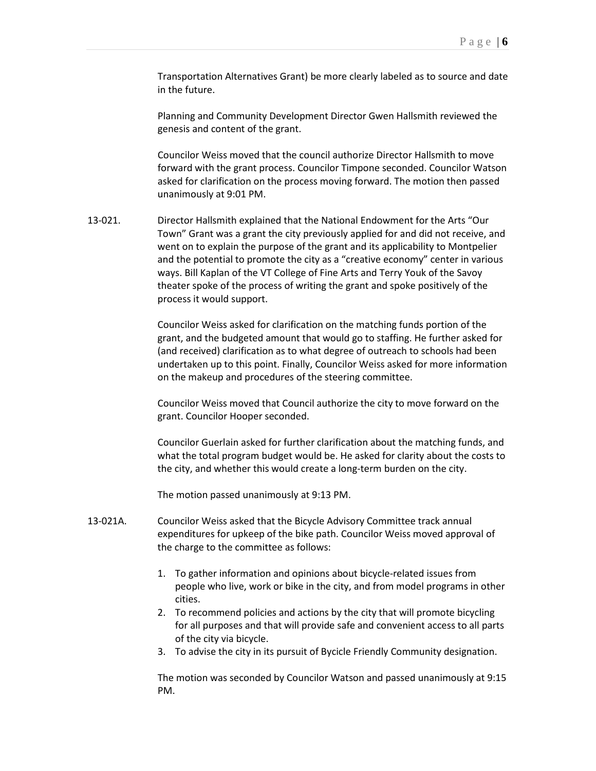Transportation Alternatives Grant) be more clearly labeled as to source and date in the future.

Planning and Community Development Director Gwen Hallsmith reviewed the genesis and content of the grant.

Councilor Weiss moved that the council authorize Director Hallsmith to move forward with the grant process. Councilor Timpone seconded. Councilor Watson asked for clarification on the process moving forward. The motion then passed unanimously at 9:01 PM.

13-021. Director Hallsmith explained that the National Endowment for the Arts "Our Town" Grant was a grant the city previously applied for and did not receive, and went on to explain the purpose of the grant and its applicability to Montpelier and the potential to promote the city as a "creative economy" center in various ways. Bill Kaplan of the VT College of Fine Arts and Terry Youk of the Savoy theater spoke of the process of writing the grant and spoke positively of the process it would support.

Councilor Weiss asked for clarification on the matching funds portion of the grant, and the budgeted amount that would go to staffing. He further asked for (and received) clarification as to what degree of outreach to schools had been undertaken up to this point. Finally, Councilor Weiss asked for more information on the makeup and procedures of the steering committee.

Councilor Weiss moved that Council authorize the city to move forward on the grant. Councilor Hooper seconded.

Councilor Guerlain asked for further clarification about the matching funds, and what the total program budget would be. He asked for clarity about the costs to the city, and whether this would create a long-term burden on the city.

The motion passed unanimously at 9:13 PM.

13-021A. Councilor Weiss asked that the Bicycle Advisory Committee track annual expenditures for upkeep of the bike path. Councilor Weiss moved approval of the charge to the committee as follows:

1. To gather information and opinions about bicycle-related issues from people who live, work or bike in the city, and from model programs in other cities.
2. To recommend policies and actions by the city that will promote bicycling for all purposes and that will provide safe and convenient access to all parts of the city via bicycle.
3. To advise the city in its pursuit of Bycicle Friendly Community designation.

The motion was seconded by Councilor Watson and passed unanimously at 9:15 PM.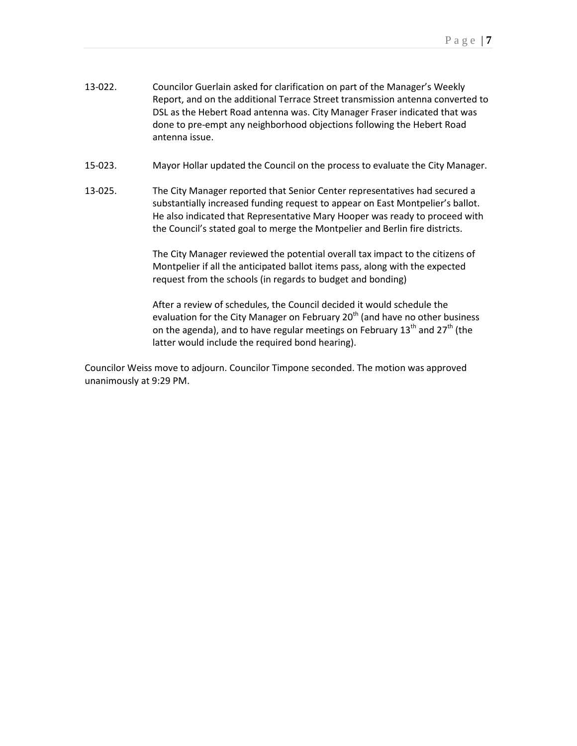13-022. Councilor Guerlain asked for clarification on part of the Manager's Weekly Report, and on the additional Terrace Street transmission antenna converted to DSL as the Hebert Road antenna was. City Manager Fraser indicated that was done to pre-empt any neighborhood objections following the Hebert Road antenna issue.

15-023. Mayor Hollar updated the Council on the process to evaluate the City Manager.

13-025. The City Manager reported that Senior Center representatives had secured a substantially increased funding request to appear on East Montpelier's ballot. He also indicated that Representative Mary Hooper was ready to proceed with the Council's stated goal to merge the Montpelier and Berlin fire districts.

The City Manager reviewed the potential overall tax impact to the citizens of Montpelier if all the anticipated ballot items pass, along with the expected request from the schools (in regards to budget and bonding)

After a review of schedules, the Council decided it would schedule the evaluation for the City Manager on February 20th (and have no other business on the agenda), and to have regular meetings on February 13th and 27th (the latter would include the required bond hearing).

Councilor Weiss move to adjourn. Councilor Timpone seconded. The motion was approved unanimously at 9:29 PM.